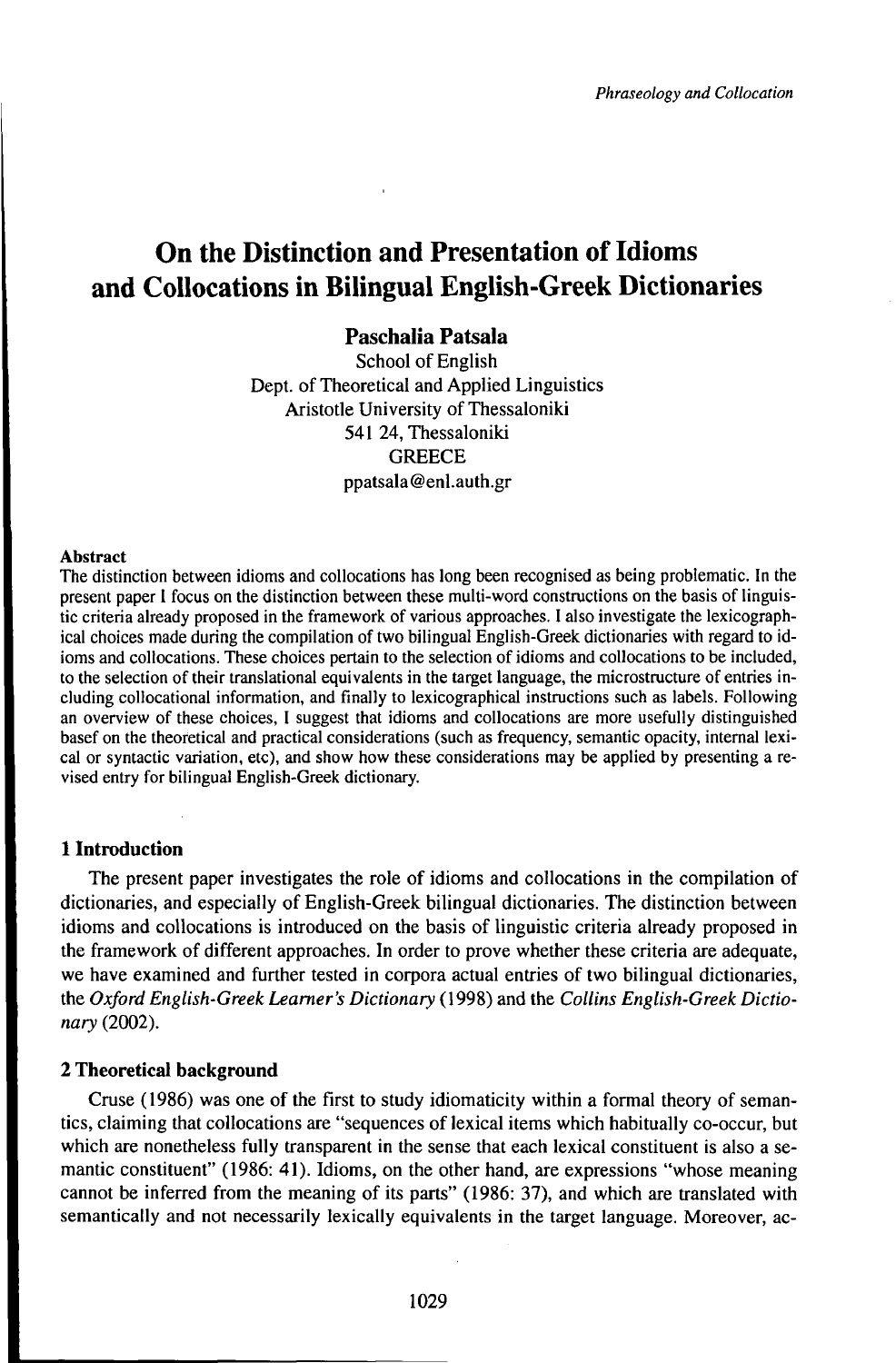# On the Distinction and Presentation of Idioms and Collocations in Bilingual English-Greek Dictionaries

**Paschalia Patsala**
School of English
Dept. of Theoretical and Applied Linguistics
Aristotle University of Thessaloniki
541 24, Thessaloniki
GREECE
ppatsala@enl.auth.gr

**Abstract**

The distinction between idioms and collocations has long been recognised as being problematic. In the present paper I focus on the distinction between these multi-word constructions on the basis of linguistic criteria already proposed in the framework of various approaches. I also investigate the lexicographical choices made during the compilation of two bilingual English-Greek dictionaries with regard to idioms and collocations. These choices pertain to the selection of idioms and collocations to be included, to the selection of their translational equivalents in the target language, the microstructure of entries including collocational information, and finally to lexicographical instructions such as labels. Following an overview of these choices, I suggest that idioms and collocations are more usefully distinguished basef on the theoretical and practical considerations (such as frequency, semantic opacity, internal lexical or syntactic variation, etc), and show how these considerations may be applied by presenting a revised entry for bilingual English-Greek dictionary.

## 1 Introduction

The present paper investigates the role of idioms and collocations in the compilation of dictionaries, and especially of English-Greek bilingual dictionaries. The distinction between idioms and collocations is introduced on the basis of linguistic criteria already proposed in the framework of different approaches. In order to prove whether these criteria are adequate, we have examined and further tested in corpora actual entries of two bilingual dictionaries, the *Oxford English-Greek Learner's Dictionary* (1998) and the *Collins English-Greek Dictionary* (2002).

## 2 Theoretical background

Cruse (1986) was one of the first to study idiomaticity within a formal theory of semantics, claiming that collocations are "sequences of lexical items which habitually co-occur, but which are nonetheless fully transparent in the sense that each lexical constituent is also a semantic constituent" (1986: 41). Idioms, on the other hand, are expressions "whose meaning cannot be inferred from the meaning of its parts" (1986: 37), and which are translated with semantically and not necessarily lexically equivalents in the target language. Moreover, ac-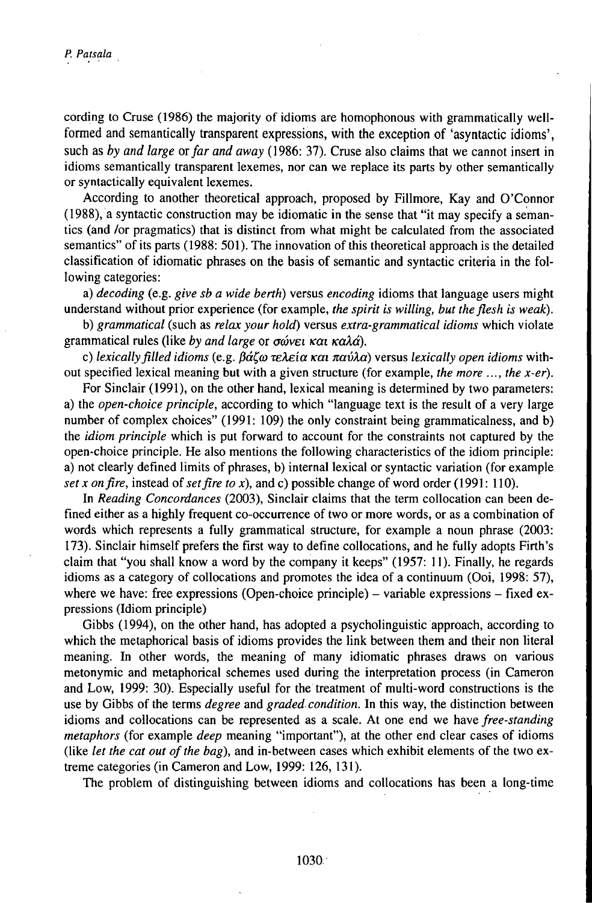cording to Cruse (1986) the majority of idioms are homophonous with grammatically well-formed and semantically transparent expressions, with the exception of 'asyntactic idioms', such as *by and large* or *far and away* (1986: 37). Cruse also claims that we cannot insert in idioms semantically transparent lexemes, nor can we replace its parts by other semantically or syntactically equivalent lexemes.

According to another theoretical approach, proposed by Fillmore, Kay and O'Connor (1988), a syntactic construction may be idiomatic in the sense that "it may specify a semantics (and /or pragmatics) that is distinct from what might be calculated from the associated semantics" of its parts (1988: 501). The innovation of this theoretical approach is the detailed classification of idiomatic phrases on the basis of semantic and syntactic criteria in the following categories:

a) *decoding* (e.g. *give sb a wide berth*) versus *encoding* idioms that language users might understand without prior experience (for example, *the spirit is willing, but the flesh is weak*).

b) *grammatical* (such as *relax your hold*) versus *extra-grammatical idioms* which violate grammatical rules (like *by and large* or *σώνει και καλά*).

c) *lexically filled idioms* (e.g. *βάζω τελεία και παύλα*) versus *lexically open idioms* without specified lexical meaning but with a given structure (for example, *the more ..., the x-er*).

For Sinclair (1991), on the other hand, lexical meaning is determined by two parameters: a) the *open-choice principle*, according to which "language text is the result of a very large number of complex choices" (1991: 109) the only constraint being grammaticalness, and b) the *idiom principle* which is put forward to account for the constraints not captured by the open-choice principle. He also mentions the following characteristics of the idiom principle: a) not clearly defined limits of phrases, b) internal lexical or syntactic variation (for example *set x on fire*, instead of *set fire to x*), and c) possible change of word order (1991: 110).

In *Reading Concordances* (2003), Sinclair claims that the term collocation can been defined either as a highly frequent co-occurrence of two or more words, or as a combination of words which represents a fully grammatical structure, for example a noun phrase (2003: 173). Sinclair himself prefers the first way to define collocations, and he fully adopts Firth's claim that "you shall know a word by the company it keeps" (1957: 11). Finally, he regards idioms as a category of collocations and promotes the idea of a continuum (Ooi, 1998: 57), where we have: free expressions (Open-choice principle) – variable expressions – fixed expressions (Idiom principle)

Gibbs (1994), on the other hand, has adopted a psycholinguistic approach, according to which the metaphorical basis of idioms provides the link between them and their non literal meaning. In other words, the meaning of many idiomatic phrases draws on various metonymic and metaphorical schemes used during the interpretation process (in Cameron and Low, 1999: 30). Especially useful for the treatment of multi-word constructions is the use by Gibbs of the terms *degree* and *graded condition*. In this way, the distinction between idioms and collocations can be represented as a scale. At one end we have *free-standing metaphors* (for example *deep* meaning "important"), at the other end clear cases of idioms (like *let the cat out of the bag*), and in-between cases which exhibit elements of the two extreme categories (in Cameron and Low, 1999: 126, 131).

The problem of distinguishing between idioms and collocations has been a long-time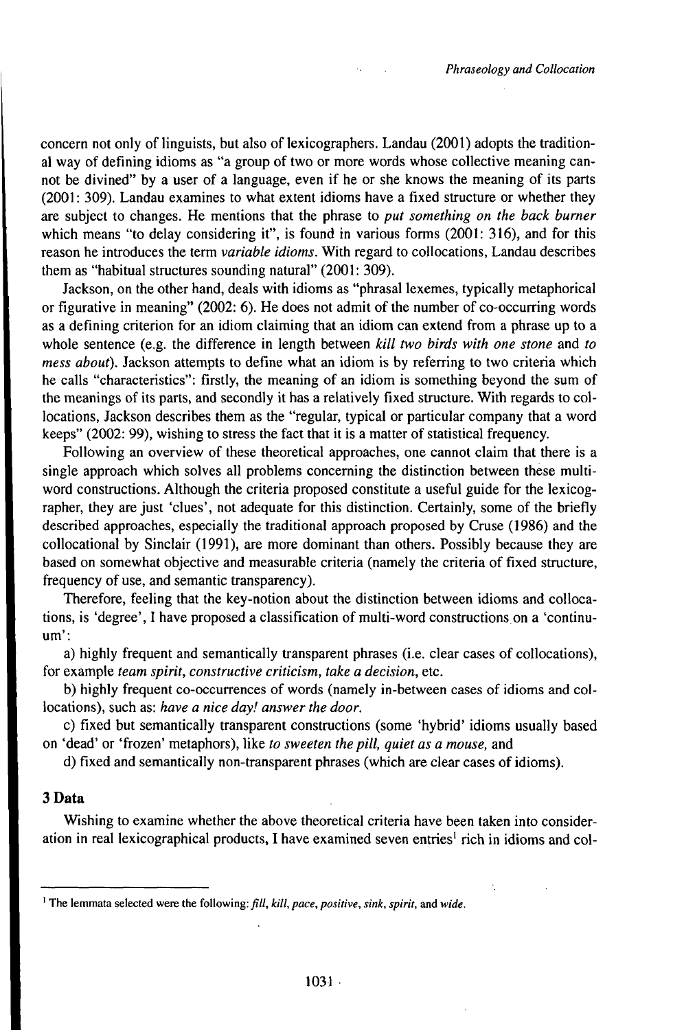concern not only of linguists, but also of lexicographers. Landau (2001) adopts the traditional way of defining idioms as "a group of two or more words whose collective meaning cannot be divined" by a user of a language, even if he or she knows the meaning of its parts (2001: 309). Landau examines to what extent idioms have a fixed structure or whether they are subject to changes. He mentions that the phrase to *put something on the back burner* which means "to delay considering it", is found in various forms (2001: 316), and for this reason he introduces the term *variable idioms*. With regard to collocations, Landau describes them as "habitual structures sounding natural" (2001: 309).

Jackson, on the other hand, deals with idioms as "phrasal lexemes, typically metaphorical or figurative in meaning" (2002: 6). He does not admit of the number of co-occurring words as a defining criterion for an idiom claiming that an idiom can extend from a phrase up to a whole sentence (e.g. the difference in length between *kill two birds with one stone* and *to mess about*). Jackson attempts to define what an idiom is by referring to two criteria which he calls "characteristics": firstly, the meaning of an idiom is something beyond the sum of the meanings of its parts, and secondly it has a relatively fixed structure. With regards to collocations, Jackson describes them as the "regular, typical or particular company that a word keeps" (2002: 99), wishing to stress the fact that it is a matter of statistical frequency.

Following an overview of these theoretical approaches, one cannot claim that there is a single approach which solves all problems concerning the distinction between these multi-word constructions. Although the criteria proposed constitute a useful guide for the lexicographer, they are just 'clues', not adequate for this distinction. Certainly, some of the briefly described approaches, especially the traditional approach proposed by Cruse (1986) and the collocational by Sinclair (1991), are more dominant than others. Possibly because they are based on somewhat objective and measurable criteria (namely the criteria of fixed structure, frequency of use, and semantic transparency).

Therefore, feeling that the key-notion about the distinction between idioms and collocations, is 'degree', I have proposed a classification of multi-word constructions on a 'continuum':

a) highly frequent and semantically transparent phrases (i.e. clear cases of collocations), for example *team spirit, constructive criticism, take a decision*, etc.

b) highly frequent co-occurrences of words (namely in-between cases of idioms and collocations), such as: *have a nice day! answer the door.*

c) fixed but semantically transparent constructions (some 'hybrid' idioms usually based on 'dead' or 'frozen' metaphors), like *to sweeten the pill, quiet as a mouse,* and

d) fixed and semantically non-transparent phrases (which are clear cases of idioms).

## 3 Data

Wishing to examine whether the above theoretical criteria have been taken into consideration in real lexicographical products, I have examined seven entries[1] rich in idioms and col-

---

[1] The lemmata selected were the following: *fill, kill, pace, positive, sink, spirit,* and *wide.*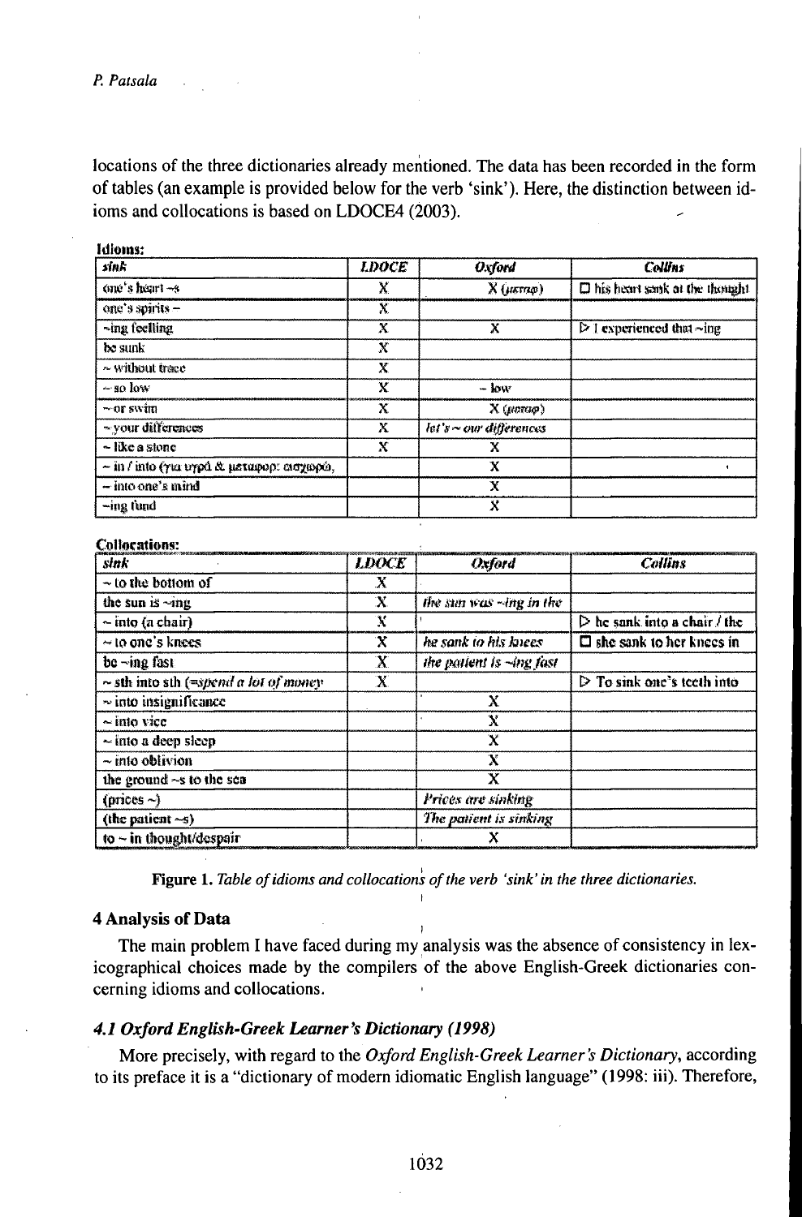locations of the three dictionaries already mentioned. The data has been recorded in the form of tables (an example is provided below for the verb 'sink'). Here, the distinction between idioms and collocations is based on LDOCE4 (2003).

**Idioms:**

| *sink* | *LDOCE* | *Oxford* | *Collins* |
|---|---|---|---|
| one's heart ~s | X | X (μεταφ) | □ his heart sank at the thought |
| one's spirits ~ | X | | |
| ~ing feeling | X | X | ▷ I experienced that ~ing |
| be sunk | X | | |
| ~ without trace | X | | |
| ~ so low | X | ~ low | |
| ~ or swim | X | X (μεταφ) | |
| ~ your differences | X | *let's ~ our differences* | |
| ~ like a stone | X | X | |
| ~ in / into (για υγρά & μεταφορ: ασχημα, | | X | |
| ~ into one's mind | | X | |
| ~ing fund | | X | |

**Collocations:**

| *sink* | *LDOCE* | *Oxford* | *Collins* |
|---|---|---|---|
| ~ to the bottom of | X | | |
| the sun is ~ing | X | *the sun was ~ing in the* | |
| ~ into (a chair) | X | | ▷ he sank into a chair / the |
| ~ to one's knees | X | *he sank to his knees* | □ she sank to her knees in |
| be ~ing fast | X | *the patient is ~ing fast* | |
| ~ sth into sth (=*spend a lot of money* | X | | ▷ To sink one's teeth into |
| ~ into insignificance | | X | |
| ~ into vice | | X | |
| ~ into a deep sleep | | X | |
| ~ into oblivion | | X | |
| the ground ~s to the sea | | X | |
| (prices ~) | | *Prices are sinking* | |
| (the patient ~s) | | *The patient is sinking* | |
| to ~ in thought/despair | | X | |

**Figure 1.** *Table of idioms and collocations of the verb 'sink' in the three dictionaries.*

### 4 Analysis of Data

The main problem I have faced during my analysis was the absence of consistency in lexicographical choices made by the compilers of the above English-Greek dictionaries concerning idioms and collocations.

#### *4.1 Oxford English-Greek Learner's Dictionary (1998)*

More precisely, with regard to the *Oxford English-Greek Learner's Dictionary*, according to its preface it is a "dictionary of modern idiomatic English language" (1998: iii). Therefore,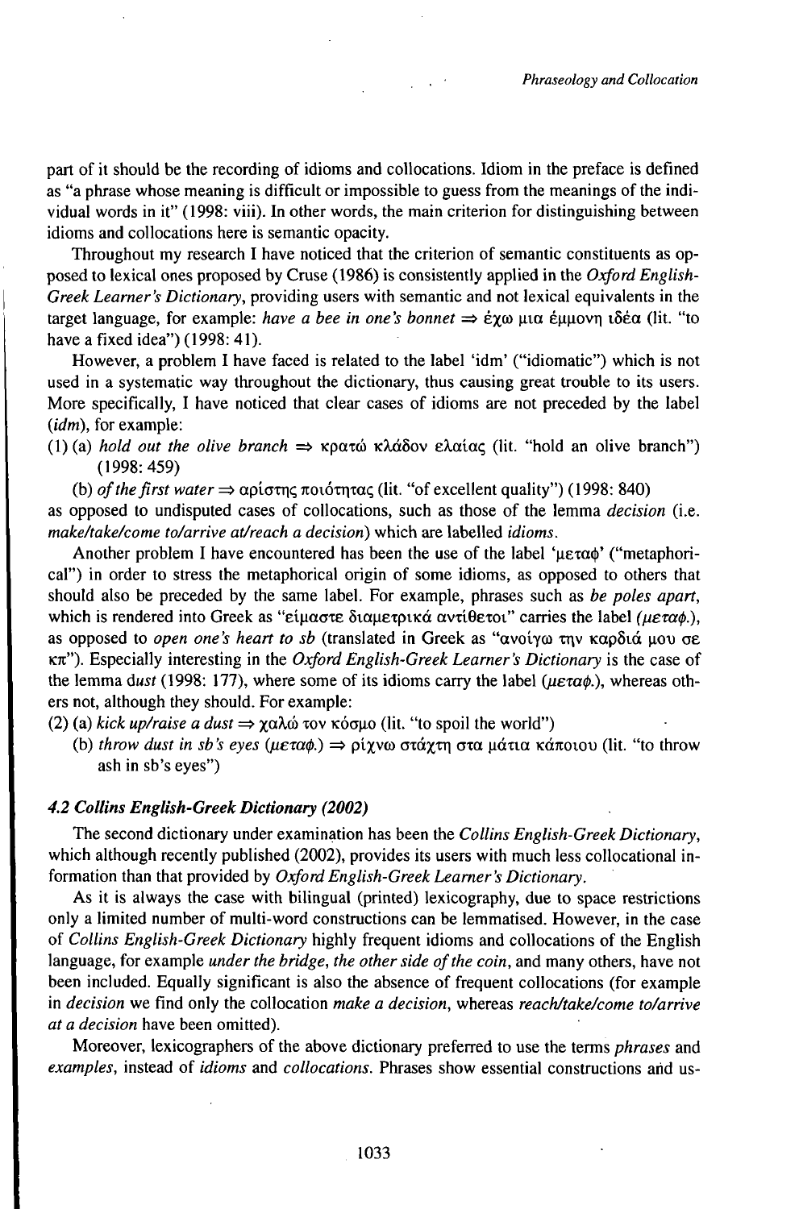part of it should be the recording of idioms and collocations. Idiom in the preface is defined as "a phrase whose meaning is difficult or impossible to guess from the meanings of the individual words in it" (1998: viii). In other words, the main criterion for distinguishing between idioms and collocations here is semantic opacity.

Throughout my research I have noticed that the criterion of semantic constituents as opposed to lexical ones proposed by Cruse (1986) is consistently applied in the *Oxford English-Greek Learner's Dictionary*, providing users with semantic and not lexical equivalents in the target language, for example: *have a bee in one's bonnet* ⇒ έχω μια έμμονη ιδέα (lit. "to have a fixed idea") (1998: 41).

However, a problem I have faced is related to the label 'idm' ("idiomatic") which is not used in a systematic way throughout the dictionary, thus causing great trouble to its users. More specifically, I have noticed that clear cases of idioms are not preceded by the label (*idm*), for example:

(1) (a) *hold out the olive branch* ⇒ κρατώ κλάδον ελαίας (lit. "hold an olive branch") (1998: 459)

(b) *of the first water* ⇒ αρίστης ποιότητας (lit. "of excellent quality") (1998: 840)

as opposed to undisputed cases of collocations, such as those of the lemma *decision* (i.e. *make/take/come to/arrive at/reach a decision*) which are labelled *idioms*.

Another problem I have encountered has been the use of the label 'μεταφ' ("metaphorical") in order to stress the metaphorical origin of some idioms, as opposed to others that should also be preceded by the same label. For example, phrases such as *be poles apart*, which is rendered into Greek as "είμαστε διαμετρικά αντίθετοι" carries the label (*μεταφ.*), as opposed to *open one's heart to sb* (translated in Greek as "ανοίγω την καρδιά μου σε κπ"). Especially interesting in the *Oxford English-Greek Learner's Dictionary* is the case of the lemma d*ust* (1998: 177), where some of its idioms carry the label (*μεταφ.*), whereas others not, although they should. For example:

(2) (a) *kick up/raise a dust* ⇒ χαλώ τον κόσμο (lit. "to spoil the world")

(b) *throw dust in sb's eyes* (*μεταφ.*) ⇒ ρίχνω στάχτη στα μάτια κάποιου (lit. "to throw ash in sb's eyes")

### *4.2 Collins English-Greek Dictionary (2002)*

The second dictionary under examination has been the *Collins English-Greek Dictionary*, which although recently published (2002), provides its users with much less collocational information than that provided by *Oxford English-Greek Learner's Dictionary*.

As it is always the case with bilingual (printed) lexicography, due to space restrictions only a limited number of multi-word constructions can be lemmatised. However, in the case of *Collins English-Greek Dictionary* highly frequent idioms and collocations of the English language, for example *under the bridge*, *the other side of the coin*, and many others, have not been included. Equally significant is also the absence of frequent collocations (for example in *decision* we find only the collocation *make a decision*, whereas *reach/take/come to/arrive at a decision* have been omitted).

Moreover, lexicographers of the above dictionary preferred to use the terms *phrases* and *examples*, instead of *idioms* and *collocations*. Phrases show essential constructions and us-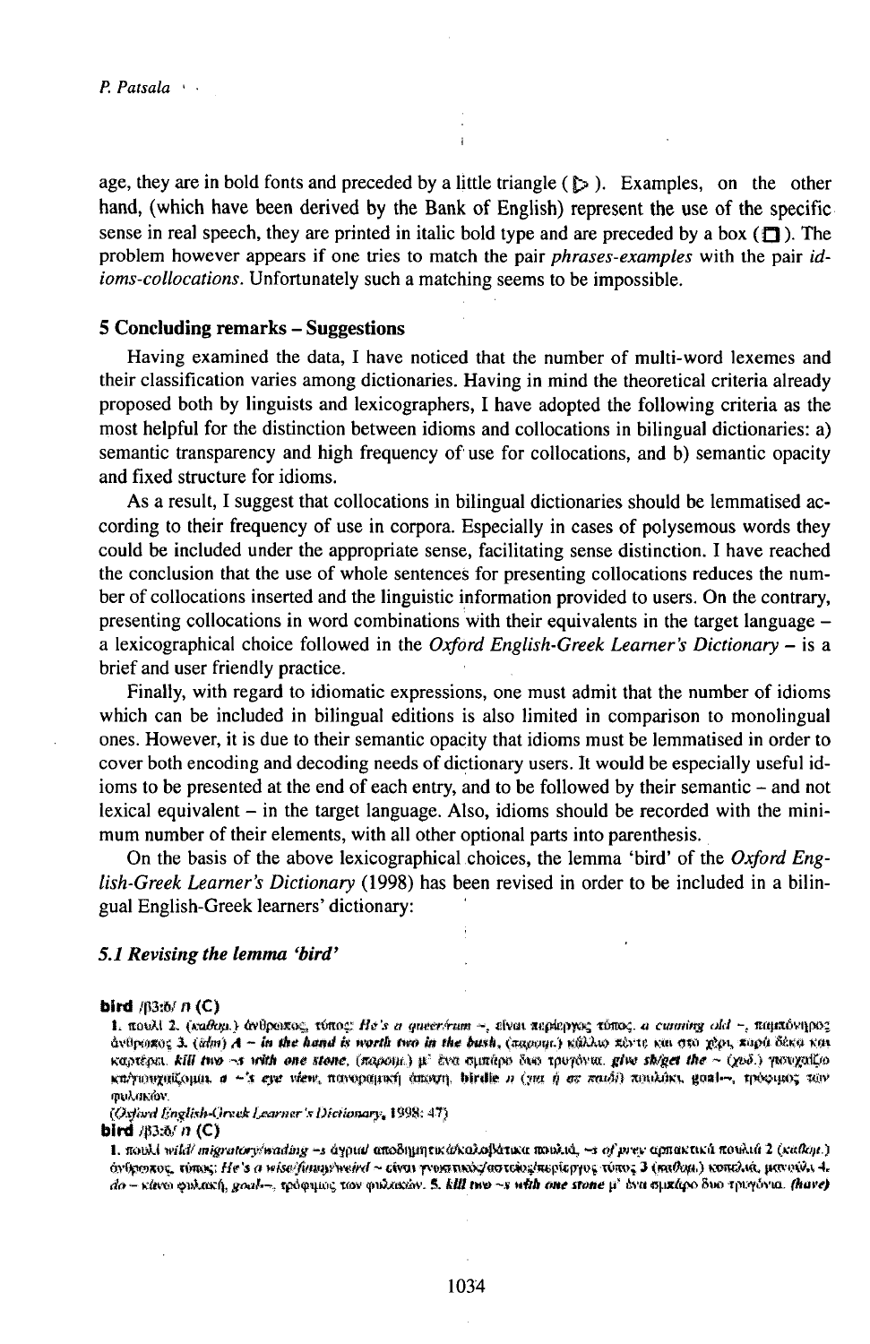age, they are in bold fonts and preceded by a little triangle (▷). Examples, on the other hand, (which have been derived by the Bank of English) represent the use of the specific sense in real speech, they are printed in italic bold type and are preceded by a box (□). The problem however appears if one tries to match the pair *phrases-examples* with the pair *idioms-collocations*. Unfortunately such a matching seems to be impossible.

## 5 Concluding remarks – Suggestions

Having examined the data, I have noticed that the number of multi-word lexemes and their classification varies among dictionaries. Having in mind the theoretical criteria already proposed both by linguists and lexicographers, I have adopted the following criteria as the most helpful for the distinction between idioms and collocations in bilingual dictionaries: a) semantic transparency and high frequency of use for collocations, and b) semantic opacity and fixed structure for idioms.

As a result, I suggest that collocations in bilingual dictionaries should be lemmatised according to their frequency of use in corpora. Especially in cases of polysemous words they could be included under the appropriate sense, facilitating sense distinction. I have reached the conclusion that the use of whole sentences for presenting collocations reduces the number of collocations inserted and the linguistic information provided to users. On the contrary, presenting collocations in word combinations with their equivalents in the target language – a lexicographical choice followed in the *Oxford English-Greek Learner's Dictionary* – is a brief and user friendly practice.

Finally, with regard to idiomatic expressions, one must admit that the number of idioms which can be included in bilingual editions is also limited in comparison to monolingual ones. However, it is due to their semantic opacity that idioms must be lemmatised in order to cover both encoding and decoding needs of dictionary users. It would be especially useful idioms to be presented at the end of each entry, and to be followed by their semantic – and not lexical equivalent – in the target language. Also, idioms should be recorded with the minimum number of their elements, with all other optional parts into parenthesis.

On the basis of the above lexicographical choices, the lemma 'bird' of the *Oxford English-Greek Learner's Dictionary* (1998) has been revised in order to be included in a bilingual English-Greek learners' dictionary:

### 5.1 Revising the lemma 'bird'

**bird** /bɜːd/ *n* **(C)**

1. πουλί 2. (*καθομ.*) άνθρωπος, τύπος: *He's a queer/rum ~*, είναι περίεργος τύπος. *a cunning old ~*, πανιόνηρος άνθρωπος 3. (*idm*) *A ~ in the hand is worth two in the bush*, (*παροιμ.*) κάλλιο πέντε και στο χέρι, παρά δέκα και καρτέρει. *kill two ~s with one stone*, (*παροιμ.*) μ' ένα σμπάρο δύο τρυγόνια. *give sb/get the ~* (*χυδ.*) γιουχαΐζω κπ/γιουχαΐζομαι. *a ~'s eye view*, πανοραμική άποψη. **birdie** *n* (*για ή σε παιδί*) πουλάκι. **goal~**, τρόφιμος των φυλακών.

(*Oxford English-Greek Learner's Dictionary*, 1998: 47)

**bird** /bɜːd/ *n* **(C)**

1. πουλί *wild/ migratory/wading ~s* άγρια/ αποδημητικά/καλοβατικά πουλιά, *~s of prey* αρπακτικά πουλιά 2 (*καθομ.*) άνθρωπος, τύπος: *He's a wise/funny/weird ~* είναι γνωστικός/αστείος/περίεργος τύπος 3 (*καθομ.*) κοπέλα, μανούλι 4. *do ~* κάνω φυλακή, *goal~*, τρόφιμος των φυλακών. 5. *kill two ~s with one stone* μ' ένα σμπάρο δυο τρυγόνια. *(have)*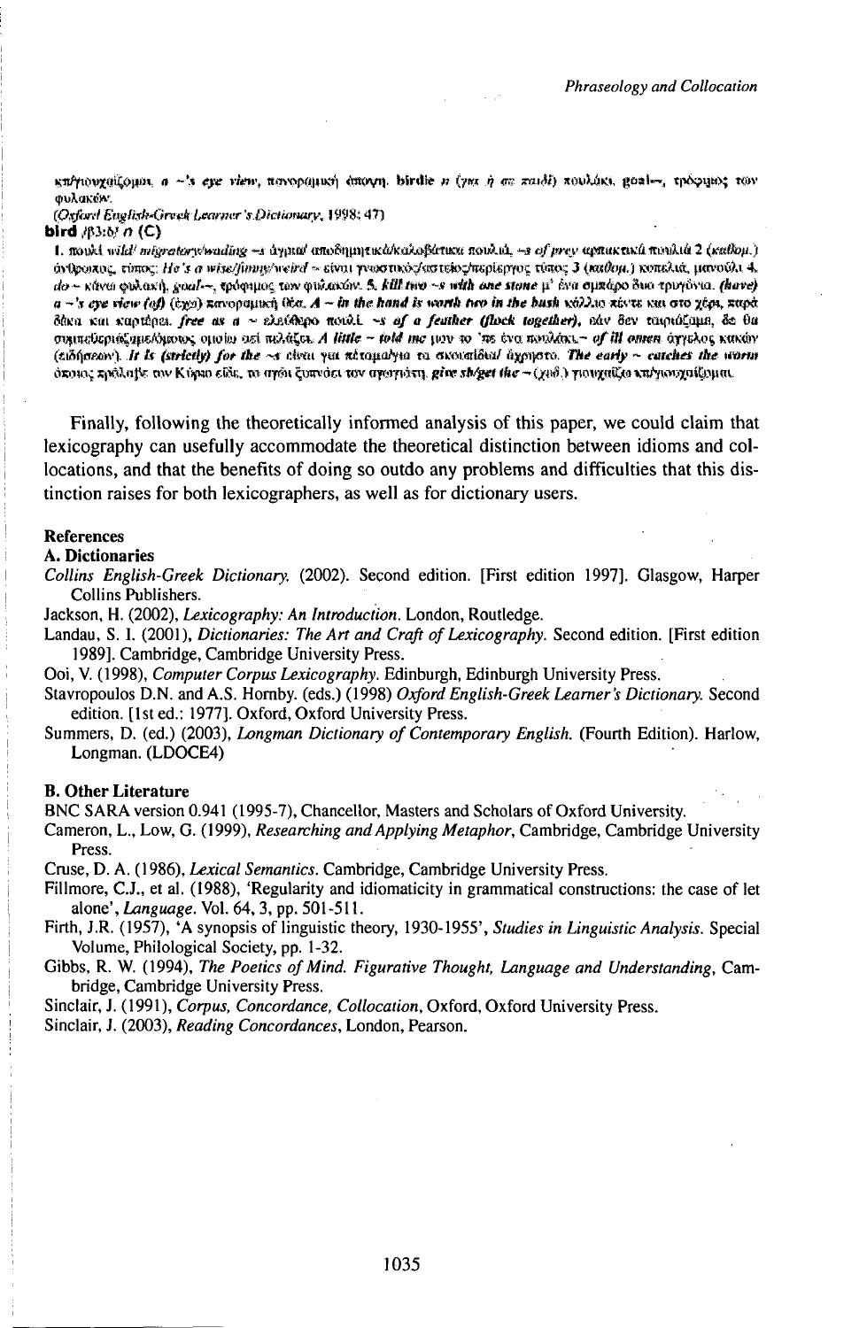κα/γουχαΐζομαι. *a ~'s eye view*, πανοραμική άποψη. **birdie** *n* (για ή σε παιδί) πουλάκι. goal~, τρόφιμος των φυλακών.

*(Oxford English-Greek Learner's Dictionary*, 1998: 47)

**bird** /bɜːd/ *n* **(C)**

1. πουλί *wild/ migratory/wading* ~*s* άγρια/ αποδημητικά/καλοβατικά πουλιά, ~*s of prey* αρπακτικά πουλιά 2 *(καθομ.)* άνθρωπος, τύπος: *He's a wise/funny/weird* ~ είναι γνωστικός/αστείος/περίεργος τύπος 3 *(καθομ.)* κοπελιά, μανούλι 4. *do* ~ κάνει φυλακή, *goal*~, τρόφιμος των φυλακών. 5. *kill two* ~*s with one stone* μ' ένα σμπάρο δυο τρυγόνια. *(have) a* ~*'s eye view (of)* (έχω) πανοραμική θέα. *A* ~ *in the hand is worth two in the bush* κάλλιο πέντε και στο χέρι, παρά δέκα και καρτέρει. *free as a* ~ ελεύθερο πουλί. ~*s of a feather (flock together)*, εάν δεν ταιριάζαμε, δε θα συμπεθεριάζαμε/όμοιος ομοίω αεί πελάζει. *A little* ~ *told me* μου το 'πε ένα πουλάκι.~ *of ill omen* άγγελος κακών (ειδήσεων). *It is (strictly) for the* ~*s* είναι για πέταμα/για τα σκουπίδια/ άχρηστο. *The early* ~ *catches the worm* όποιος πρόλαβε τον Κύριο είδε, το πρώι ξυπνάει τον αργοπόρη. *give sb/get the* ~ (χαμ.) γιουχαΐζω κα/γιουχαΐζομαι.

Finally, following the theoretically informed analysis of this paper, we could claim that lexicography can usefully accommodate the theoretical distinction between idioms and collocations, and that the benefits of doing so outdo any problems and difficulties that this distinction raises for both lexicographers, as well as for dictionary users.

## References

### A. Dictionaries

*Collins English-Greek Dictionary.* (2002). Second edition. [First edition 1997]. Glasgow, Harper Collins Publishers.

Jackson, H. (2002), *Lexicography: An Introduction.* London, Routledge.

Landau, S. I. (2001), *Dictionaries: The Art and Craft of Lexicography.* Second edition. [First edition 1989]. Cambridge, Cambridge University Press.

Ooi, V. (1998), *Computer Corpus Lexicography.* Edinburgh, Edinburgh University Press.

Stavropoulos D.N. and A.S. Hornby. (eds.) (1998) *Oxford English-Greek Learner's Dictionary.* Second edition. [1st ed.: 1977]. Oxford, Oxford University Press.

Summers, D. (ed.) (2003), *Longman Dictionary of Contemporary English.* (Fourth Edition). Harlow, Longman. (LDOCE4)

### B. Other Literature

BNC SARA version 0.941 (1995-7), Chancellor, Masters and Scholars of Oxford University.

Cameron, L., Low, G. (1999), *Researching and Applying Metaphor*, Cambridge, Cambridge University Press.

Cruse, D. A. (1986), *Lexical Semantics.* Cambridge, Cambridge University Press.

Fillmore, C.J., et al. (1988), 'Regularity and idiomaticity in grammatical constructions: the case of let alone', *Language.* Vol. 64, 3, pp. 501-511.

Firth, J.R. (1957), 'A synopsis of linguistic theory, 1930-1955', *Studies in Linguistic Analysis.* Special Volume, Philological Society, pp. 1-32.

Gibbs, R. W. (1994), *The Poetics of Mind. Figurative Thought, Language and Understanding*, Cambridge, Cambridge University Press.

Sinclair, J. (1991), *Corpus, Concordance, Collocation*, Oxford, Oxford University Press.

Sinclair, J. (2003), *Reading Concordances*, London, Pearson.